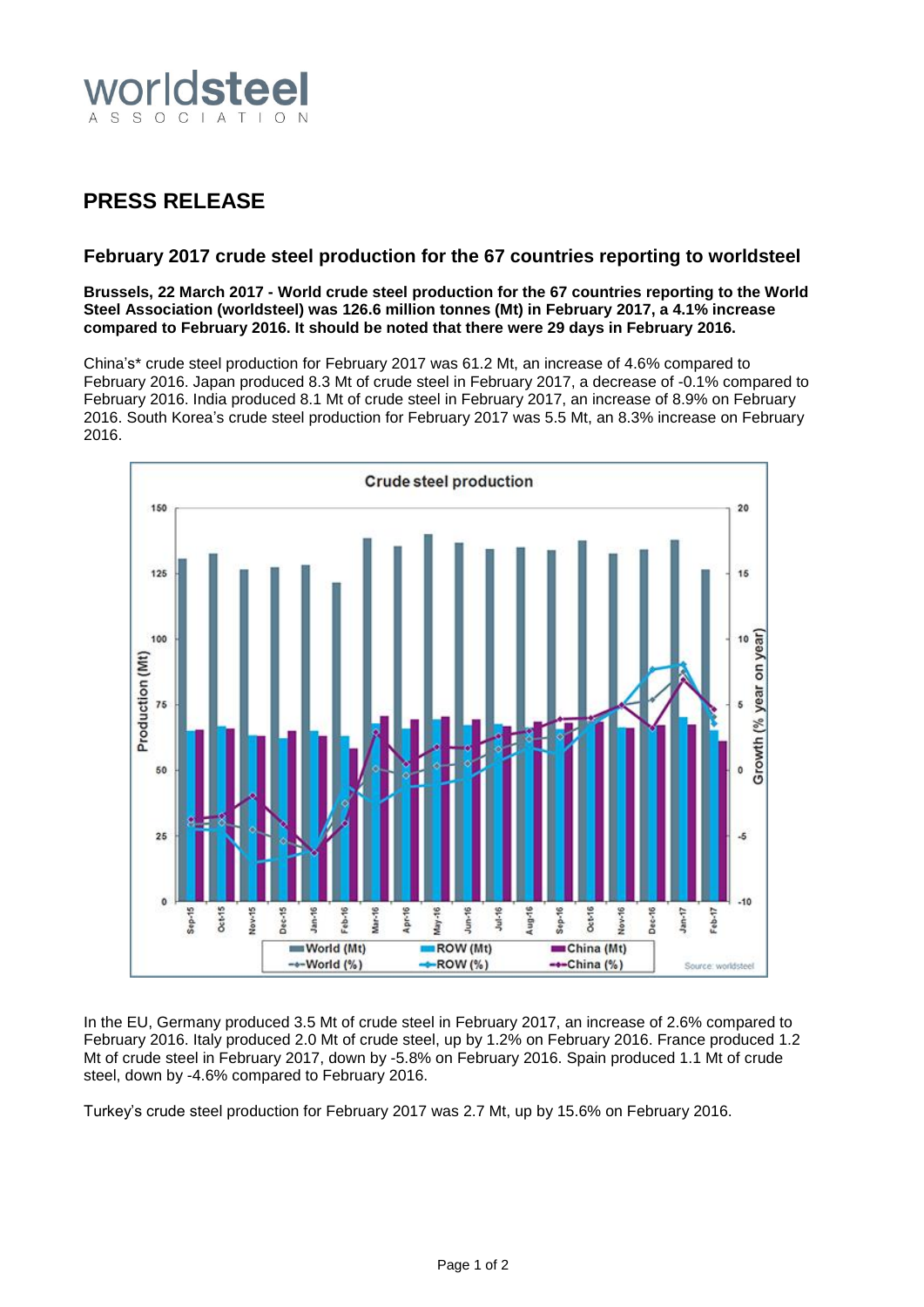# PRESS RELEASE

## February 2017 crude steel production for the 67 countries reporting to worldsteel

**Brussels, 22 March 2017 - World crude steel production for the 67 countries reporting to the World Steel Association (worldsteel) was 126.6 million tonnes (Mt) in February 2017, a 4.1% increase compared to February 2016. It should be noted that there were 29 days in February 2016.**

China's* crude steel production for February 2017 was 61.2 Mt, an increase of 4.6% compared to February 2016. Japan produced 8.3 Mt of crude steel in February 2017, a decrease of -0.1% compared to February 2016. India produced 8.1 Mt of crude steel in February 2017, an increase of 8.9% on February 2016. South Korea's crude steel production for February 2017 was 5.5 Mt, an 8.3% increase on February 2016.

In the EU, Germany produced 3.5 Mt of crude steel in February 2017, an increase of 2.6% compared to February 2016. Italy produced 2.0 Mt of crude steel, up by 1.2% on February 2016. France produced 1.2 Mt of crude steel in February 2017, down by -5.8% on February 2016. Spain produced 1.1 Mt of crude steel, down by -4.6% compared to February 2016.

Turkey's crude steel production for February 2017 was 2.7 Mt, up by 15.6% on February 2016.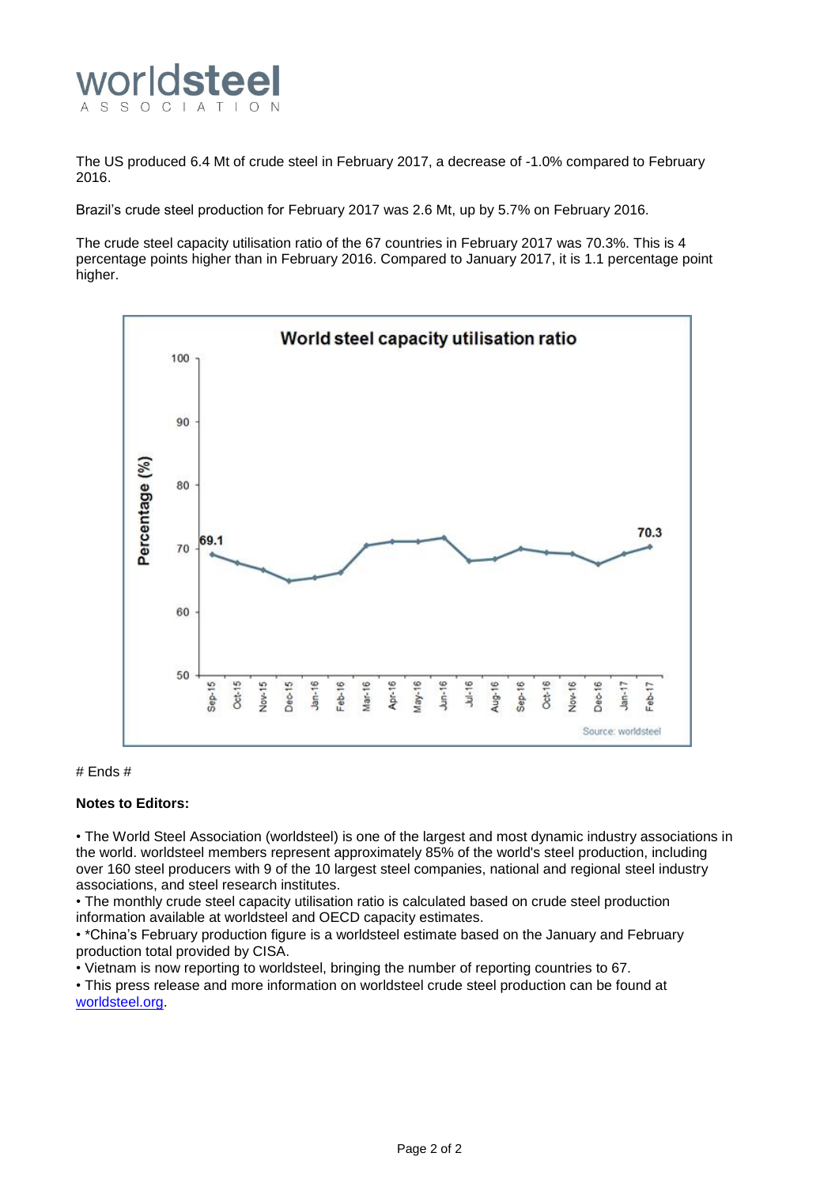worldsteel
ASSOCIATION

The US produced 6.4 Mt of crude steel in February 2017, a decrease of -1.0% compared to February 2016.

Brazil's crude steel production for February 2017 was 2.6 Mt, up by 5.7% on February 2016.

The crude steel capacity utilisation ratio of the 67 countries in February 2017 was 70.3%. This is 4 percentage points higher than in February 2016. Compared to January 2017, it is 1.1 percentage point higher.

World steel capacity utilisation ratio

Percentage (%)

100
90
80
70
60
50

69.1
70.3

Sep-15 Oct-15 Nov-15 Dec-15 Jan-16 Feb-16 Mar-16 Apr-16 May-16 Jun-16 Jul-16 Aug-16 Sep-16 Oct-16 Nov-16 Dec-16 Jan-17 Feb-17

Source: worldsteel

# Ends #

**Notes to Editors:**

• The World Steel Association (worldsteel) is one of the largest and most dynamic industry associations in the world. worldsteel members represent approximately 85% of the world's steel production, including over 160 steel producers with 9 of the 10 largest steel companies, national and regional steel industry associations, and steel research institutes.
• The monthly crude steel capacity utilisation ratio is calculated based on crude steel production information available at worldsteel and OECD capacity estimates.
• *China's February production figure is a worldsteel estimate based on the January and February production total provided by CISA.
• Vietnam is now reporting to worldsteel, bringing the number of reporting countries to 67.
• This press release and more information on worldsteel crude steel production can be found at [worldsteel.org](worldsteel.org).